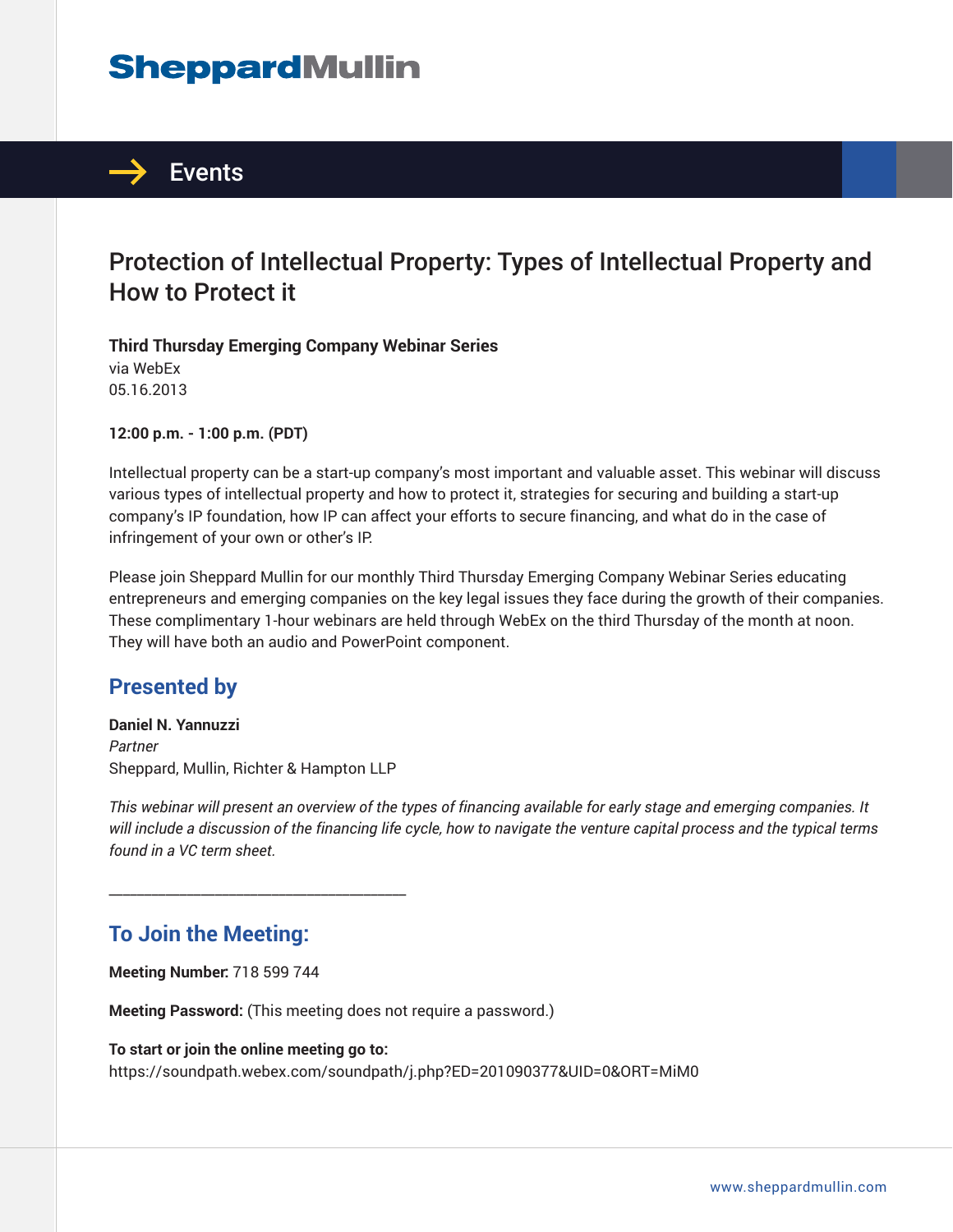# SheppardMullin

## Events

# Protection of Intellectual Property: Types of Intellectual Property and How to Protect it

**Third Thursday Emerging Company Webinar Series**
via WebEx
05.16.2013

**12:00 p.m. - 1:00 p.m. (PDT)**

Intellectual property can be a start-up company's most important and valuable asset. This webinar will discuss various types of intellectual property and how to protect it, strategies for securing and building a start-up company's IP foundation, how IP can affect your efforts to secure financing, and what do in the case of infringement of your own or other's IP.

Please join Sheppard Mullin for our monthly Third Thursday Emerging Company Webinar Series educating entrepreneurs and emerging companies on the key legal issues they face during the growth of their companies. These complimentary 1-hour webinars are held through WebEx on the third Thursday of the month at noon. They will have both an audio and PowerPoint component.

## Presented by

**Daniel N. Yannuzzi**
*Partner*
Sheppard, Mullin, Richter & Hampton LLP

*This webinar will present an overview of the types of financing available for early stage and emerging companies. It will include a discussion of the financing life cycle, how to navigate the venture capital process and the typical terms found in a VC term sheet.*

---

## To Join the Meeting:

**Meeting Number:** 718 599 744

**Meeting Password:** (This meeting does not require a password.)

**To start or join the online meeting go to:**
https://soundpath.webex.com/soundpath/j.php?ED=201090377&UID=0&ORT=MiM0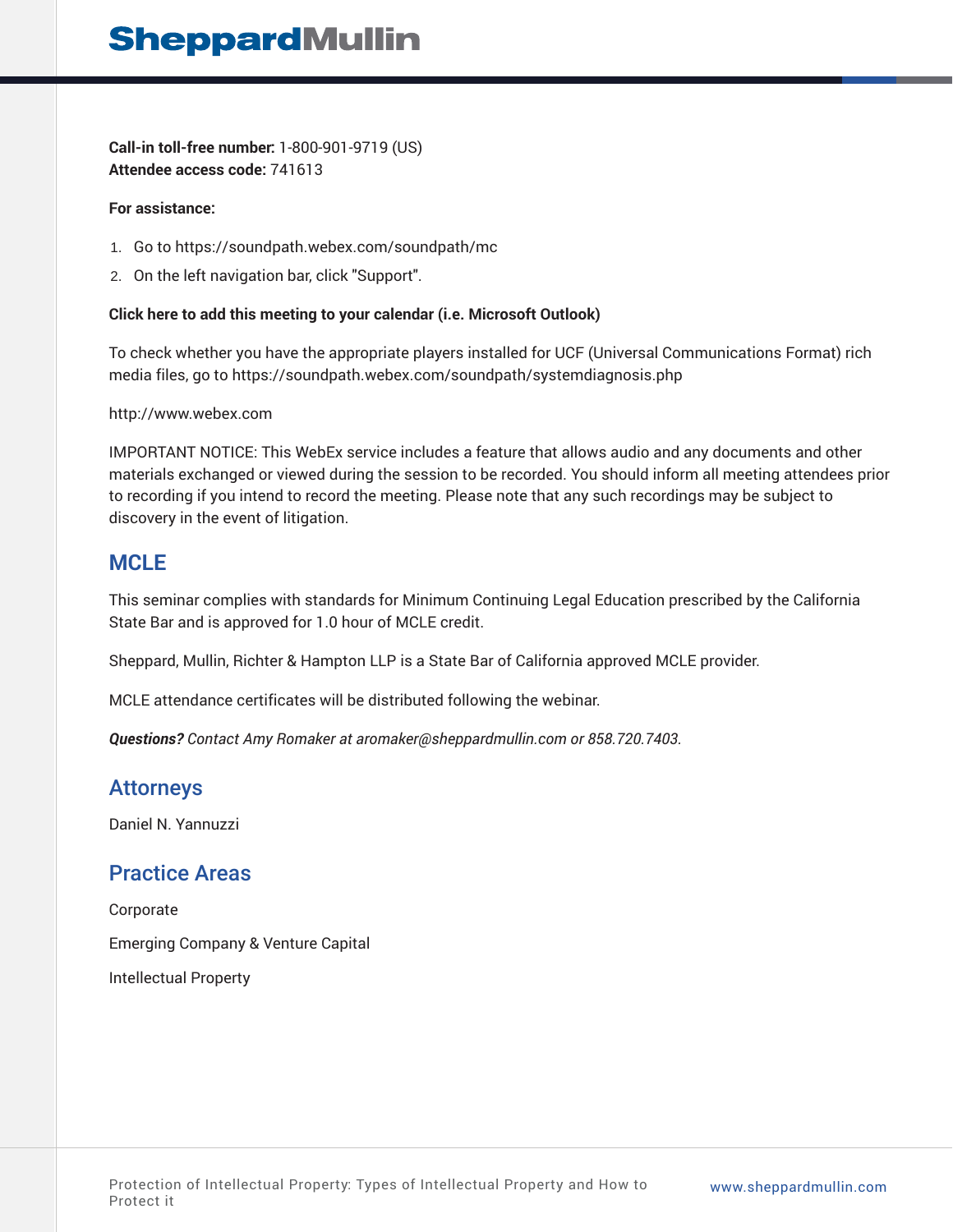**Call-in toll-free number:** 1-800-901-9719 (US)
**Attendee access code:** 741613

**For assistance:**

1. Go to https://soundpath.webex.com/soundpath/mc
2. On the left navigation bar, click "Support".

**Click here to add this meeting to your calendar (i.e. Microsoft Outlook)**

To check whether you have the appropriate players installed for UCF (Universal Communications Format) rich media files, go to https://soundpath.webex.com/soundpath/systemdiagnosis.php

http://www.webex.com

IMPORTANT NOTICE: This WebEx service includes a feature that allows audio and any documents and other materials exchanged or viewed during the session to be recorded. You should inform all meeting attendees prior to recording if you intend to record the meeting. Please note that any such recordings may be subject to discovery in the event of litigation.

## MCLE

This seminar complies with standards for Minimum Continuing Legal Education prescribed by the California State Bar and is approved for 1.0 hour of MCLE credit.

Sheppard, Mullin, Richter & Hampton LLP is a State Bar of California approved MCLE provider.

MCLE attendance certificates will be distributed following the webinar.

***Questions?*** *Contact Amy Romaker at aromaker@sheppardmullin.com or 858.720.7403.*

## Attorneys

Daniel N. Yannuzzi

## Practice Areas

Corporate

Emerging Company & Venture Capital

Intellectual Property